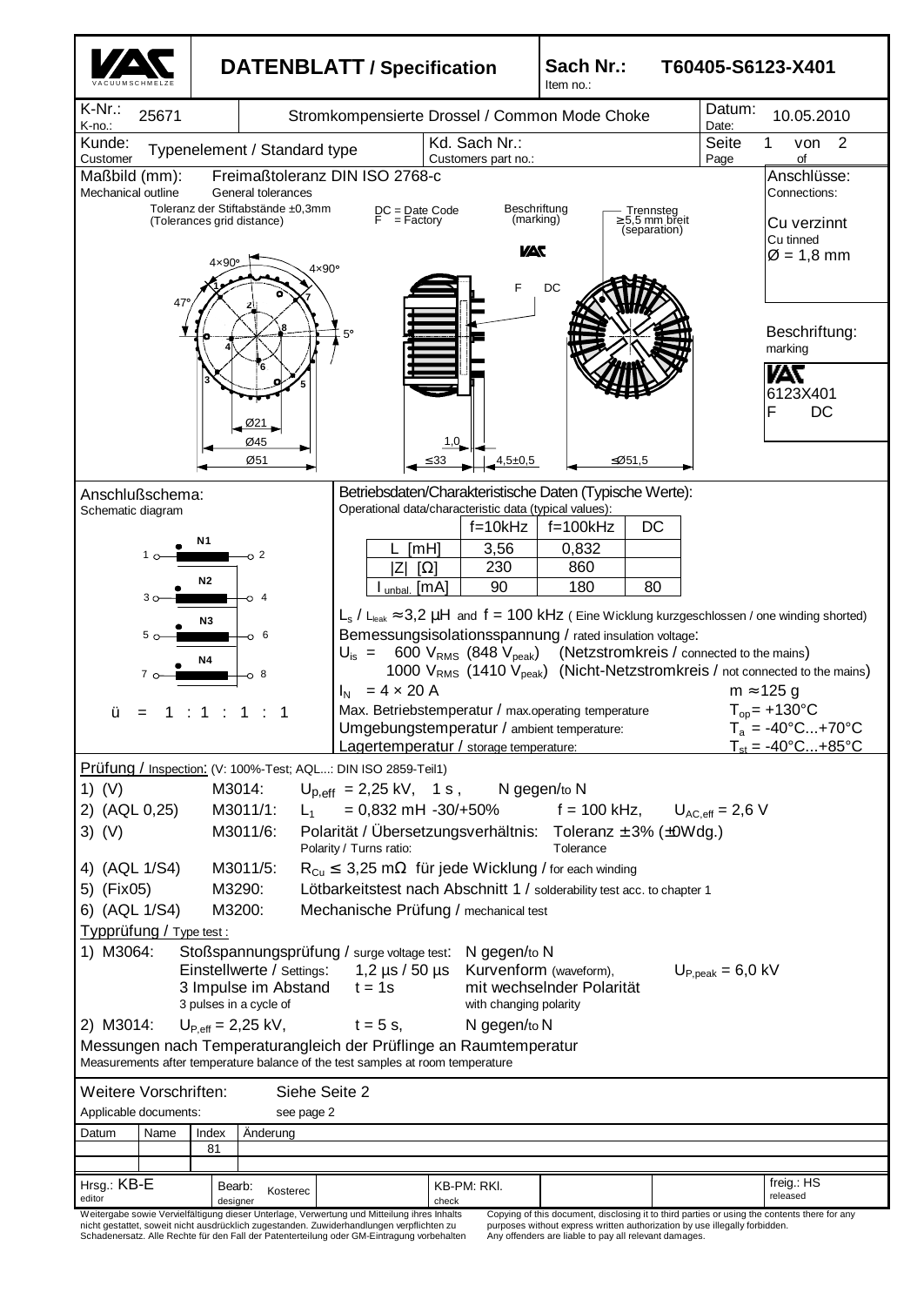# DATENBLATT / Specification

**Sach Nr.:** T60405-S6123-X401
Item no.:

| K-Nr.: K-no.: | 25671 | Stromkompensierte Drossel / Common Mode Choke | Datum: Date: | 10.05.2010 |
|---|---|---|---|---|
| Kunde: Customer | Typenelement / Standard type | Kd. Sach Nr.: Customers part no.: | Seite Page | 1 von 2 |

**Maßbild (mm):** Mechanical outline — Freimaßtoleranz DIN ISO 2768-c, General tolerances

Toleranz der Stiftabstände ±0,3mm (Tolerances grid distance)

DC = Date Code
F = Factory

Beschriftung (marking)

Trennsteg ≥5,5 mm breit (separation)

4×90°, 4×90°, 47°, 5°, Ø21, Ø45, Ø51, 1,0, ≤33, 4,5±0,5, ≤Ø51,5

**Anschlüsse:** Connections:

Cu verzinnt
Cu tinned
Ø = 1,8 mm

**Beschriftung:** marking

VAC
6123X401
F DC

## Anschlußschema:
Schematic diagram

N1: 1 – 2
N2: 3 – 4
N3: 5 – 6
N4: 7 – 8

ü = 1 : 1 : 1 : 1

## Betriebsdaten/Charakteristische Daten (Typische Werte):
Operational data/characteristic data (typical values):

| | f=10kHz | f=100kHz | DC |
|---|---|---|---|
| L [mH] | 3,56 | 0,832 | |
| \|Z\| [Ω] | 230 | 860 | |
| $I_{unbal.}$ [mA] | 90 | 180 | 80 |

$L_s$ / $L_{leak}$ ≈ 3,2 µH and f = 100 kHz ( Eine Wicklung kurzgeschlossen / one winding shorted)

Bemessungsisolationsspannung / rated insulation voltage:

$U_{is}$ = 600 $V_{RMS}$ (848 $V_{peak}$) (Netzstromkreis / connected to the mains)
1000 $V_{RMS}$ (1410 $V_{peak}$) (Nicht-Netzstromkreis / not connected to the mains)

$I_N$ = 4 × 20 A — m ≈ 125 g

Max. Betriebstemperatur / max.operating temperature — $T_{op}$ = +130°C
Umgebungstemperatur / ambient temperature: — $T_a$ = -40°C...+70°C
Lagertemperatur / storage temperature: — $T_{st}$ = -40°C...+85°C

## Prüfung / Inspection: (V: 100%-Test; AQL...: DIN ISO 2859-Teil1)

1) (V) M3014: $U_{p,eff}$ = 2,25 kV, 1 s , N gegen/to N
2) (AQL 0,25) M3011/1: $L_1$ = 0,832 mH -30/+50% f = 100 kHz, $U_{AC,eff}$ = 2,6 V
3) (V) M3011/6: Polarität / Übersetzungsverhältnis: Toleranz ± 3% (±0Wdg.) — Polarity / Turns ratio: Tolerance
4) (AQL 1/S4) M3011/5: $R_{Cu}$ ≤ 3,25 mΩ für jede Wicklung / for each winding
5) (Fix05) M3290: Lötbarkeitstest nach Abschnitt 1 / solderability test acc. to chapter 1
6) (AQL 1/S4) M3200: Mechanische Prüfung / mechanical test

## Typprüfung / Type test :

1) M3064: Stoßspannungsprüfung / surge voltage test: N gegen/to N
Einstellwerte / Settings: 1,2 µs / 50 µs Kurvenform (waveform), $U_{P,peak}$ = 6,0 kV
3 Impulse im Abstand t = 1s mit wechselnder Polarität
3 pulses in a cycle of — with changing polarity

2) M3014: $U_{P,eff}$ = 2,25 kV, t = 5 s, N gegen/to N

Messungen nach Temperaturangleich der Prüflinge an Raumtemperatur
Measurements after temperature balance of the test samples at room temperature

Weitere Vorschriften: Siehe Seite 2
Applicable documents: see page 2

| Datum | Name | Index | Änderung |
|---|---|---|---|
| | | 81 | |

| Hrsg.: KB-E editor | Bearb: designer Kosterec | KB-PM: RKl. check | freig.: HS released |
|---|---|---|---|

Weitergabe sowie Vervielfältigung dieser Unterlage, Verwertung und Mitteilung ihres Inhalts nicht gestattet, soweit nicht ausdrücklich zugestanden. Zuwiderhandlungen verpflichten zu Schadenersatz. Alle Rechte für den Fall der Patenterteilung oder GM-Eintragung vorbehalten

Copying of this document, disclosing it to third parties or using the contents there for any purposes without express written authorization by use illegally forbidden. Any offenders are liable to pay all relevant damages.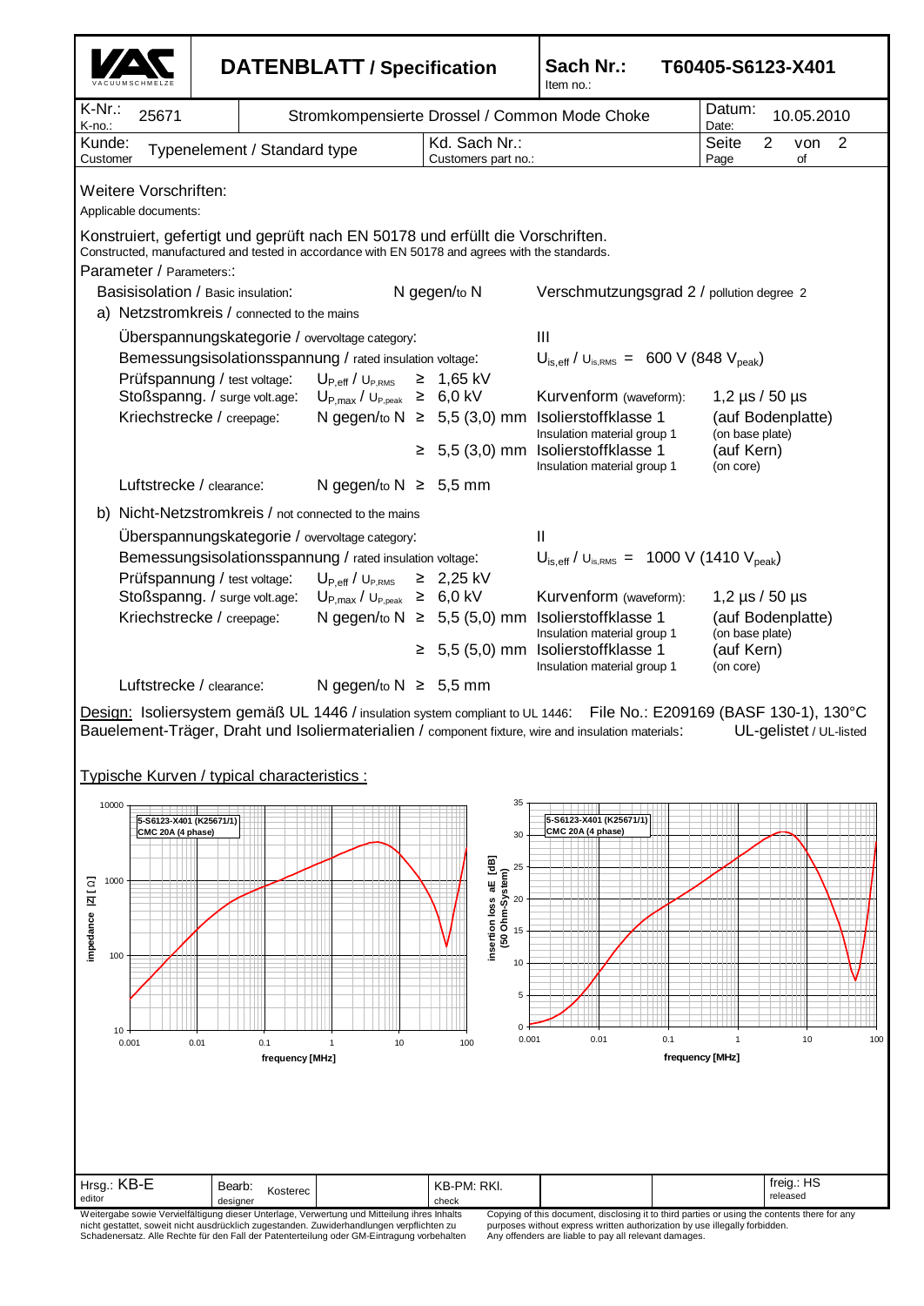# DATENBLATT / Specification

**Sach Nr.:** T60405-S6123-X401
Item no.:

| | | | |
|---|---|---|---|
| K-Nr.: K-no.: 25671 | Stromkompensierte Drossel / Common Mode Choke | | Datum: Date: 10.05.2010 |
| Kunde: Customer: Typenelement / Standard type | | Kd. Sach Nr.: Customers part no.: | Seite Page 2 von of 2 |

Weitere Vorschriften:
Applicable documents:

Konstruiert, gefertigt und geprüft nach EN 50178 und erfüllt die Vorschriften.
Constructed, manufactured and tested in accordance with EN 50178 and agrees with the standards.

Parameter / Parameters::

Basisisolation / Basic insulation: N gegen/to N — Verschmutzungsgrad 2 / pollution degree 2

a) Netzstromkreis / connected to the mains

- Überspannungskategorie / overvoltage category: III
- Bemessungsisolationsspannung / rated insulation voltage: $U_{is,eff}$ / $U_{is,RMS}$ = 600 V (848 $V_{peak}$)
- Prüfspannung / test voltage: $U_{P,eff}$ / $U_{P,RMS}$ ≥ 1,65 kV
- Stoßspanng. / surge volt.age: $U_{P,max}$ / $U_{P,peak}$ ≥ 6,0 kV — Kurvenform (waveform): 1,2 µs / 50 µs
- Kriechstrecke / creepage: N gegen/to N ≥ 5,5 (3,0) mm Isolierstoffklasse 1 / Insulation material group 1 (auf Bodenplatte) (on base plate)
  ≥ 5,5 (3,0) mm Isolierstoffklasse 1 / Insulation material group 1 (auf Kern) (on core)
- Luftstrecke / clearance: N gegen/to N ≥ 5,5 mm

b) Nicht-Netzstromkreis / not connected to the mains

- Überspannungskategorie / overvoltage category: II
- Bemessungsisolationsspannung / rated insulation voltage: $U_{is,eff}$ / $U_{is,RMS}$ = 1000 V (1410 $V_{peak}$)
- Prüfspannung / test voltage: $U_{P,eff}$ / $U_{P,RMS}$ ≥ 2,25 kV
- Stoßspanng. / surge volt.age: $U_{P,max}$ / $U_{P,peak}$ ≥ 6,0 kV — Kurvenform (waveform): 1,2 µs / 50 µs
- Kriechstrecke / creepage: N gegen/to N ≥ 5,5 (5,0) mm Isolierstoffklasse 1 / Insulation material group 1 (auf Bodenplatte) (on base plate)
  ≥ 5,5 (5,0) mm Isolierstoffklasse 1 / Insulation material group 1 (auf Kern) (on core)
- Luftstrecke / clearance: N gegen/to N ≥ 5,5 mm

Design: Isoliersystem gemäß UL 1446 / insulation system compliant to UL 1446: File No.: E209169 (BASF 130-1), 130°C
Bauelement-Träger, Draht und Isoliermaterialien / component fixture, wire and insulation materials: UL-gelistet / UL-listed

## Typische Kurven / typical characteristics :

5-S6123-X401 (K25671/1)
CMC 20A (4 phase)
impedance |Z| [ Ω]
10000
1000
100
10
0.001 0.01 0.1 1 10 100
frequency [MHz]

5-S6123-X401 (K25671/1)
CMC 20A (4 phase)
insertion loss aE [dB] (50 Ohm-System)
35 30 25 20 15 10 5 0
0.001 0.01 0.1 1 10 100
frequency [MHz]

| | | | | |
|---|---|---|---|---|
| Hrsg.: KB-E editor | Bearb: designer Kosterec | KB-PM: RKI. check | | freig.: HS released |

Weitergabe sowie Vervielfältigung dieser Unterlage, Verwertung und Mitteilung ihres Inhalts nicht gestattet, soweit nicht ausdrücklich zugestanden. Zuwiderhandlungen verpflichten zu Schadenersatz. Alle Rechte für den Fall der Patenterteilung oder GM-Eintragung vorbehalten

Copying of this document, disclosing it to third parties or using the contents there for any purposes without express written authorization by use illegally forbidden. Any offenders are liable to pay all relevant damages.